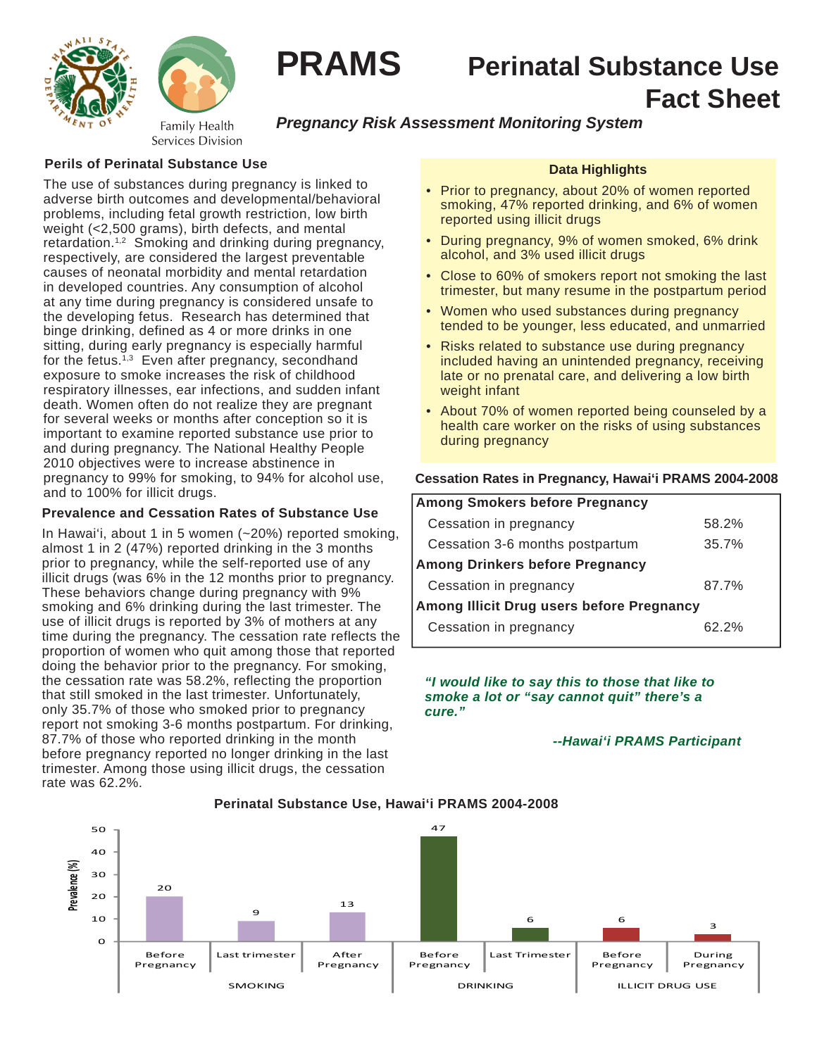# PRAMS Perinatal Substance Use Fact Sheet

***Pregnancy Risk Assessment Monitoring System***

Family Health Services Division

### Perils of Perinatal Substance Use

The use of substances during pregnancy is linked to adverse birth outcomes and developmental/behavioral problems, including fetal growth restriction, low birth weight (<2,500 grams), birth defects, and mental retardation.[1,2] Smoking and drinking during pregnancy, respectively, are considered the largest preventable causes of neonatal morbidity and mental retardation in developed countries. Any consumption of alcohol at any time during pregnancy is considered unsafe to the developing fetus. Research has determined that binge drinking, defined as 4 or more drinks in one sitting, during early pregnancy is especially harmful for the fetus.[1,3] Even after pregnancy, secondhand exposure to smoke increases the risk of childhood respiratory illnesses, ear infections, and sudden infant death. Women often do not realize they are pregnant for several weeks or months after conception so it is important to examine reported substance use prior to and during pregnancy. The National Healthy People 2010 objectives were to increase abstinence in pregnancy to 99% for smoking, to 94% for alcohol use, and to 100% for illicit drugs.

### Prevalence and Cessation Rates of Substance Use

In Hawai'i, about 1 in 5 women (~20%) reported smoking, almost 1 in 2 (47%) reported drinking in the 3 months prior to pregnancy, while the self-reported use of any illicit drugs (was 6% in the 12 months prior to pregnancy. These behaviors change during pregnancy with 9% smoking and 6% drinking during the last trimester. The use of illicit drugs is reported by 3% of mothers at any time during the pregnancy. The cessation rate reflects the proportion of women who quit among those that reported doing the behavior prior to the pregnancy. For smoking, the cessation rate was 58.2%, reflecting the proportion that still smoked in the last trimester. Unfortunately, only 35.7% of those who smoked prior to pregnancy report not smoking 3-6 months postpartum. For drinking, 87.7% of those who reported drinking in the month before pregnancy reported no longer drinking in the last trimester. Among those using illicit drugs, the cessation rate was 62.2%.

### Data Highlights

- Prior to pregnancy, about 20% of women reported smoking, 47% reported drinking, and 6% of women reported using illicit drugs
- During pregnancy, 9% of women smoked, 6% drink alcohol, and 3% used illicit drugs
- Close to 60% of smokers report not smoking the last trimester, but many resume in the postpartum period
- Women who used substances during pregnancy tended to be younger, less educated, and unmarried
- Risks related to substance use during pregnancy included having an unintended pregnancy, receiving late or no prenatal care, and delivering a low birth weight infant
- About 70% of women reported being counseled by a health care worker on the risks of using substances during pregnancy

**Cessation Rates in Pregnancy, Hawai'i PRAMS 2004-2008**

| | |
|---|---|
| **Among Smokers before Pregnancy** | |
| Cessation in pregnancy | 58.2% |
| Cessation 3-6 months postpartum | 35.7% |
| **Among Drinkers before Pregnancy** | |
| Cessation in pregnancy | 87.7% |
| **Among Illicit Drug users before Pregnancy** | |
| Cessation in pregnancy | 62.2% |

***"I would like to say this to those that like to smoke a lot or "say cannot quit" there's a cure."***

***--Hawai'i PRAMS Participant***

**Perinatal Substance Use, Hawai'i PRAMS 2004-2008**

| Category | Period | Prevalence (%) |
|---|---|---|
| SMOKING | Before Pregnancy | 20 |
| SMOKING | Last trimester | 9 |
| SMOKING | After Pregnancy | 13 |
| DRINKING | Before Pregnancy | 47 |
| DRINKING | Last Trimester | 6 |
| ILLICIT DRUG USE | Before Pregnancy | 6 |
| ILLICIT DRUG USE | During Pregnancy | 3 |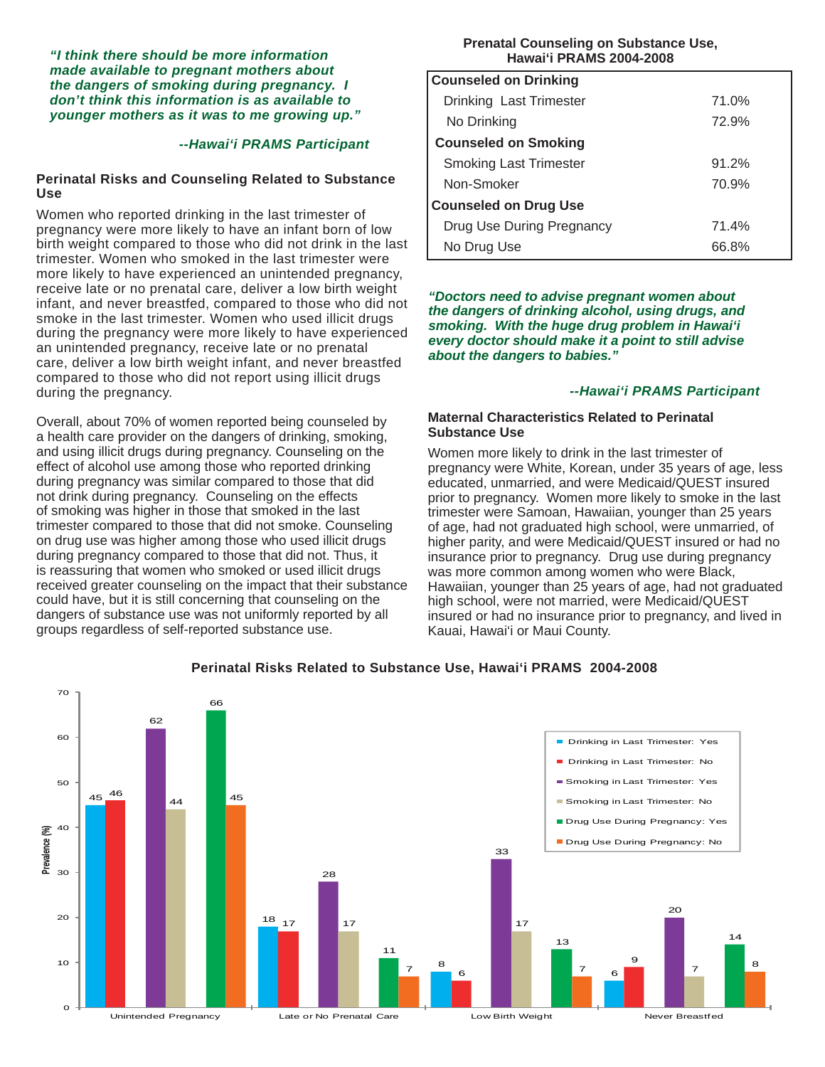*"I think there should be more information made available to pregnant mothers about the dangers of smoking during pregnancy. I don't think this information is as available to younger mothers as it was to me growing up."*

*--Hawai'i PRAMS Participant*

### Perinatal Risks and Counseling Related to Substance Use

Women who reported drinking in the last trimester of pregnancy were more likely to have an infant born of low birth weight compared to those who did not drink in the last trimester. Women who smoked in the last trimester were more likely to have experienced an unintended pregnancy, receive late or no prenatal care, deliver a low birth weight infant, and never breastfed, compared to those who did not smoke in the last trimester. Women who used illicit drugs during the pregnancy were more likely to have experienced an unintended pregnancy, receive late or no prenatal care, deliver a low birth weight infant, and never breastfed compared to those who did not report using illicit drugs during the pregnancy.

Overall, about 70% of women reported being counseled by a health care provider on the dangers of drinking, smoking, and using illicit drugs during pregnancy. Counseling on the effect of alcohol use among those who reported drinking during pregnancy was similar compared to those that did not drink during pregnancy. Counseling on the effects of smoking was higher in those that smoked in the last trimester compared to those that did not smoke. Counseling on drug use was higher among those who used illicit drugs during pregnancy compared to those that did not. Thus, it is reassuring that women who smoked or used illicit drugs received greater counseling on the impact that their substance could have, but it is still concerning that counseling on the dangers of substance use was not uniformly reported by all groups regardless of self-reported substance use.

**Prenatal Counseling on Substance Use, Hawai'i PRAMS 2004-2008**

| | |
|---|---|
| **Counseled on Drinking** | |
| Drinking Last Trimester | 71.0% |
| No Drinking | 72.9% |
| **Counseled on Smoking** | |
| Smoking Last Trimester | 91.2% |
| Non-Smoker | 70.9% |
| **Counseled on Drug Use** | |
| Drug Use During Pregnancy | 71.4% |
| No Drug Use | 66.8% |

*"Doctors need to advise pregnant women about the dangers of drinking alcohol, using drugs, and smoking. With the huge drug problem in Hawai'i every doctor should make it a point to still advise about the dangers to babies."*

*--Hawai'i PRAMS Participant*

### Maternal Characteristics Related to Perinatal Substance Use

Women more likely to drink in the last trimester of pregnancy were White, Korean, under 35 years of age, less educated, unmarried, and were Medicaid/QUEST insured prior to pregnancy. Women more likely to smoke in the last trimester were Samoan, Hawaiian, younger than 25 years of age, had not graduated high school, were unmarried, of higher parity, and were Medicaid/QUEST insured or had no insurance prior to pregnancy. Drug use during pregnancy was more common among women who were Black, Hawaiian, younger than 25 years of age, had not graduated high school, were not married, were Medicaid/QUEST insured or had no insurance prior to pregnancy, and lived in Kauai, Hawai'i or Maui County.

**Perinatal Risks Related to Substance Use, Hawai'i PRAMS 2004-2008**

Prevalence (%)

| | Unintended Pregnancy | Late or No Prenatal Care | Low Birth Weight | Never Breastfed |
|---|---|---|---|---|
| Drinking in Last Trimester: Yes | 45 | 18 | 8 | 6 |
| Drinking in Last Trimester: No | 46 | 17 | 6 | 9 |
| Smoking in Last Trimester: Yes | 62 | 28 | 33 | 20 |
| Smoking in Last Trimester: No | 44 | 17 | 17 | 7 |
| Drug Use During Pregnancy: Yes | 66 | 11 | 13 | 14 |
| Drug Use During Pregnancy: No | 45 | 7 | 7 | 8 |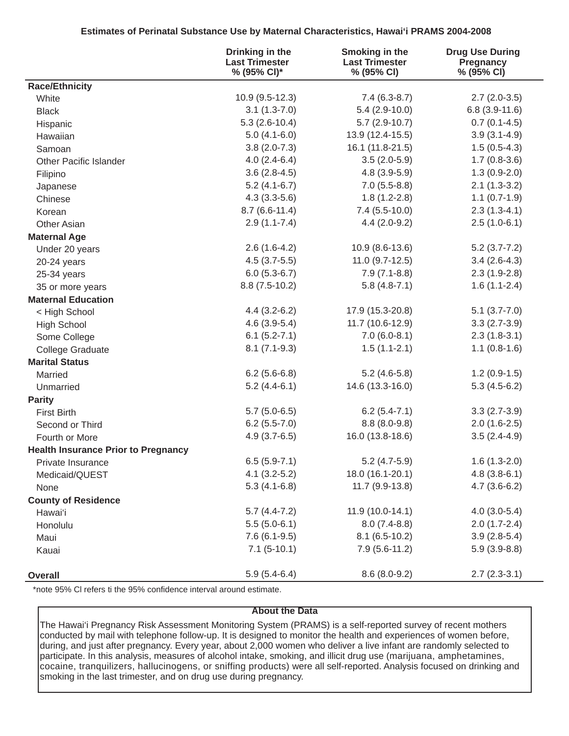**Estimates of Perinatal Substance Use by Maternal Characteristics, Hawai'i PRAMS 2004-2008**

| | Drinking in the Last Trimester % (95% CI)* | Smoking in the Last Trimester % (95% CI) | Drug Use During Pregnancy % (95% CI) |
|---|---|---|---|
| **Race/Ethnicity** | | | |
| White | 10.9 (9.5-12.3) | 7.4 (6.3-8.7) | 2.7 (2.0-3.5) |
| Black | 3.1 (1.3-7.0) | 5.4 (2.9-10.0) | 6.8 (3.9-11.6) |
| Hispanic | 5.3 (2.6-10.4) | 5.7 (2.9-10.7) | 0.7 (0.1-4.5) |
| Hawaiian | 5.0 (4.1-6.0) | 13.9 (12.4-15.5) | 3.9 (3.1-4.9) |
| Samoan | 3.8 (2.0-7.3) | 16.1 (11.8-21.5) | 1.5 (0.5-4.3) |
| Other Pacific Islander | 4.0 (2.4-6.4) | 3.5 (2.0-5.9) | 1.7 (0.8-3.6) |
| Filipino | 3.6 (2.8-4.5) | 4.8 (3.9-5.9) | 1.3 (0.9-2.0) |
| Japanese | 5.2 (4.1-6.7) | 7.0 (5.5-8.8) | 2.1 (1.3-3.2) |
| Chinese | 4.3 (3.3-5.6) | 1.8 (1.2-2.8) | 1.1 (0.7-1.9) |
| Korean | 8.7 (6.6-11.4) | 7.4 (5.5-10.0) | 2.3 (1.3-4.1) |
| Other Asian | 2.9 (1.1-7.4) | 4.4 (2.0-9.2) | 2.5 (1.0-6.1) |
| **Maternal Age** | | | |
| Under 20 years | 2.6 (1.6-4.2) | 10.9 (8.6-13.6) | 5.2 (3.7-7.2) |
| 20-24 years | 4.5 (3.7-5.5) | 11.0 (9.7-12.5) | 3.4 (2.6-4.3) |
| 25-34 years | 6.0 (5.3-6.7) | 7.9 (7.1-8.8) | 2.3 (1.9-2.8) |
| 35 or more years | 8.8 (7.5-10.2) | 5.8 (4.8-7.1) | 1.6 (1.1-2.4) |
| **Maternal Education** | | | |
| < High School | 4.4 (3.2-6.2) | 17.9 (15.3-20.8) | 5.1 (3.7-7.0) |
| High School | 4.6 (3.9-5.4) | 11.7 (10.6-12.9) | 3.3 (2.7-3.9) |
| Some College | 6.1 (5.2-7.1) | 7.0 (6.0-8.1) | 2.3 (1.8-3.1) |
| College Graduate | 8.1 (7.1-9.3) | 1.5 (1.1-2.1) | 1.1 (0.8-1.6) |
| **Marital Status** | | | |
| Married | 6.2 (5.6-6.8) | 5.2 (4.6-5.8) | 1.2 (0.9-1.5) |
| Unmarried | 5.2 (4.4-6.1) | 14.6 (13.3-16.0) | 5.3 (4.5-6.2) |
| **Parity** | | | |
| First Birth | 5.7 (5.0-6.5) | 6.2 (5.4-7.1) | 3.3 (2.7-3.9) |
| Second or Third | 6.2 (5.5-7.0) | 8.8 (8.0-9.8) | 2.0 (1.6-2.5) |
| Fourth or More | 4.9 (3.7-6.5) | 16.0 (13.8-18.6) | 3.5 (2.4-4.9) |
| **Health Insurance Prior to Pregnancy** | | | |
| Private Insurance | 6.5 (5.9-7.1) | 5.2 (4.7-5.9) | 1.6 (1.3-2.0) |
| Medicaid/QUEST | 4.1 (3.2-5.2) | 18.0 (16.1-20.1) | 4.8 (3.8-6.1) |
| None | 5.3 (4.1-6.8) | 11.7 (9.9-13.8) | 4.7 (3.6-6.2) |
| **County of Residence** | | | |
| Hawai'i | 5.7 (4.4-7.2) | 11.9 (10.0-14.1) | 4.0 (3.0-5.4) |
| Honolulu | 5.5 (5.0-6.1) | 8.0 (7.4-8.8) | 2.0 (1.7-2.4) |
| Maui | 7.6 (6.1-9.5) | 8.1 (6.5-10.2) | 3.9 (2.8-5.4) |
| Kauai | 7.1 (5-10.1) | 7.9 (5.6-11.2) | 5.9 (3.9-8.8) |
| **Overall** | 5.9 (5.4-6.4) | 8.6 (8.0-9.2) | 2.7 (2.3-3.1) |

*note 95% Cl refers ti the 95% confidence interval around estimate.

**About the Data**

The Hawai'i Pregnancy Risk Assessment Monitoring System (PRAMS) is a self-reported survey of recent mothers conducted by mail with telephone follow-up. It is designed to monitor the health and experiences of women before, during, and just after pregnancy. Every year, about 2,000 women who deliver a live infant are randomly selected to participate. In this analysis, measures of alcohol intake, smoking, and illicit drug use (marijuana, amphetamines, cocaine, tranquilizers, hallucinogens, or sniffing products) were all self-reported. Analysis focused on drinking and smoking in the last trimester, and on drug use during pregnancy.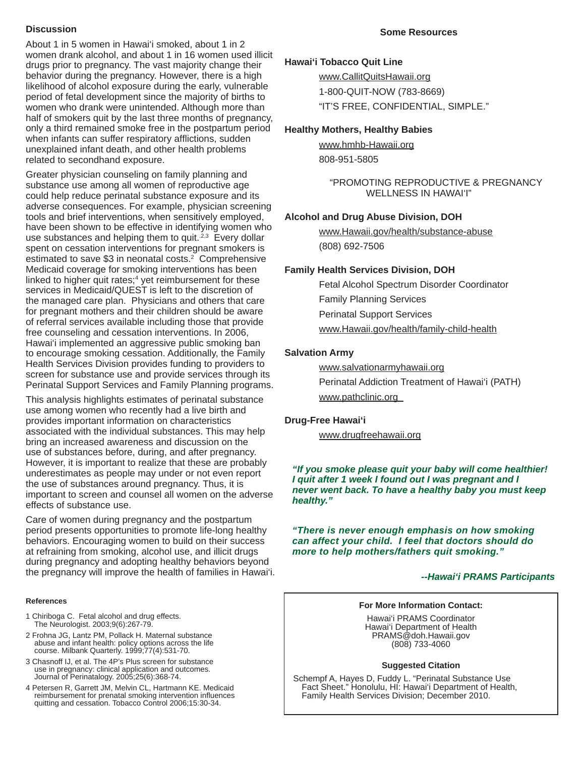## Discussion

About 1 in 5 women in Hawai'i smoked, about 1 in 2 women drank alcohol, and about 1 in 16 women used illicit drugs prior to pregnancy. The vast majority change their behavior during the pregnancy. However, there is a high likelihood of alcohol exposure during the early, vulnerable period of fetal development since the majority of births to women who drank were unintended. Although more than half of smokers quit by the last three months of pregnancy, only a third remained smoke free in the postpartum period when infants can suffer respiratory afflictions, sudden unexplained infant death, and other health problems related to secondhand exposure.

Greater physician counseling on family planning and substance use among all women of reproductive age could help reduce perinatal substance exposure and its adverse consequences. For example, physician screening tools and brief interventions, when sensitively employed, have been shown to be effective in identifying women who use substances and helping them to quit.[2,3] Every dollar spent on cessation interventions for pregnant smokers is estimated to save $3 in neonatal costs.[2] Comprehensive Medicaid coverage for smoking interventions has been linked to higher quit rates;[4] yet reimbursement for these services in Medicaid/QUEST is left to the discretion of the managed care plan. Physicians and others that care for pregnant mothers and their children should be aware of referral services available including those that provide free counseling and cessation interventions. In 2006, Hawai'i implemented an aggressive public smoking ban to encourage smoking cessation. Additionally, the Family Health Services Division provides funding to providers to screen for substance use and provide services through its Perinatal Support Services and Family Planning programs.

This analysis highlights estimates of perinatal substance use among women who recently had a live birth and provides important information on characteristics associated with the individual substances. This may help bring an increased awareness and discussion on the use of substances before, during, and after pregnancy. However, it is important to realize that these are probably underestimates as people may under or not even report the use of substances around pregnancy. Thus, it is important to screen and counsel all women on the adverse effects of substance use.

Care of women during pregnancy and the postpartum period presents opportunities to promote life-long healthy behaviors. Encouraging women to build on their success at refraining from smoking, alcohol use, and illicit drugs during pregnancy and adopting healthy behaviors beyond the pregnancy will improve the health of families in Hawai'i.

### References

1 Chiriboga C. Fetal alcohol and drug effects. The Neurologist. 2003;9(6):267-79.

2 Frohna JG, Lantz PM, Pollack H. Maternal substance abuse and infant health: policy options across the life course. Milbank Quarterly. 1999;77(4):531-70.

3 Chasnoff IJ, et al. The 4P's Plus screen for substance use in pregnancy: clinical application and outcomes. Journal of Perinatalogy. 2005;25(6):368-74.

4 Petersen R, Garrett JM, Melvin CL, Hartmann KE. Medicaid reimbursement for prenatal smoking intervention influences quitting and cessation. Tobacco Control 2006;15:30-34.

## Some Resources

**Hawai'i Tobacco Quit Line**

www.CallitQuitsHawaii.org
1-800-QUIT-NOW (783-8669)
"IT'S FREE, CONFIDENTIAL, SIMPLE."

**Healthy Mothers, Healthy Babies**

www.hmhb-Hawaii.org
808-951-5805

"PROMOTING REPRODUCTIVE & PREGNANCY WELLNESS IN HAWAI'I"

**Alcohol and Drug Abuse Division, DOH**

www.Hawaii.gov/health/substance-abuse
(808) 692-7506

**Family Health Services Division, DOH**

Fetal Alcohol Spectrum Disorder Coordinator
Family Planning Services
Perinatal Support Services
www.Hawaii.gov/health/family-child-health

**Salvation Army**

www.salvationarmyhawaii.org
Perinatal Addiction Treatment of Hawai'i (PATH)
www.pathclinic.org

**Drug-Free Hawai'i**

www.drugfreehawaii.org

***"If you smoke please quit your baby will come healthier! I quit after 1 week I found out I was pregnant and I never went back. To have a healthy baby you must keep healthy."***

***"There is never enough emphasis on how smoking can affect your child. I feel that doctors should do more to help mothers/fathers quit smoking."***

***--Hawai'i PRAMS Participants***

**For More Information Contact:**

Hawai'i PRAMS Coordinator
Hawai'i Department of Health
PRAMS@doh.Hawaii.gov
(808) 733-4060

**Suggested Citation**

Schempf A, Hayes D, Fuddy L. "Perinatal Substance Use Fact Sheet." Honolulu, HI: Hawai'i Department of Health, Family Health Services Division; December 2010.